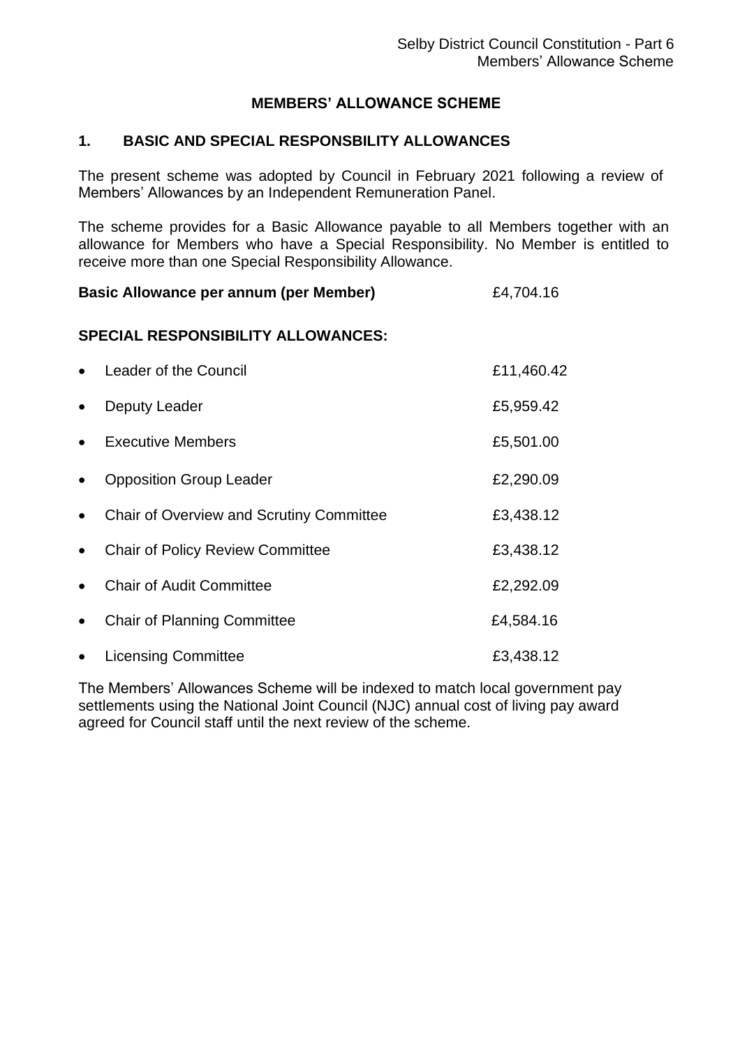# MEMBERS' ALLOWANCE SCHEME

## 1. BASIC AND SPECIAL RESPONSBILITY ALLOWANCES

The present scheme was adopted by Council in February 2021 following a review of Members' Allowances by an Independent Remuneration Panel.

The scheme provides for a Basic Allowance payable to all Members together with an allowance for Members who have a Special Responsibility. No Member is entitled to receive more than one Special Responsibility Allowance.

**Basic Allowance per annum (per Member)** £4,704.16

**SPECIAL RESPONSIBILITY ALLOWANCES:**

- Leader of the Council £11,460.42
- Deputy Leader £5,959.42
- Executive Members £5,501.00
- Opposition Group Leader £2,290.09
- Chair of Overview and Scrutiny Committee £3,438.12
- Chair of Policy Review Committee £3,438.12
- Chair of Audit Committee £2,292.09
- Chair of Planning Committee £4,584.16
- Licensing Committee £3,438.12

The Members' Allowances Scheme will be indexed to match local government pay settlements using the National Joint Council (NJC) annual cost of living pay award agreed for Council staff until the next review of the scheme.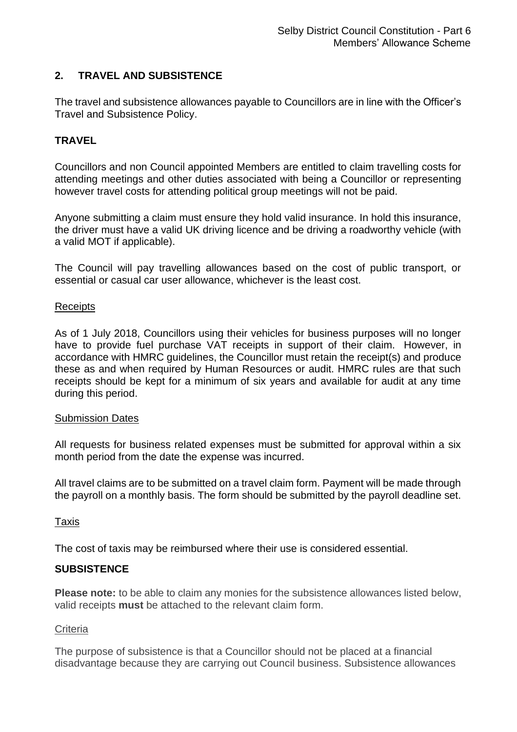## 2. TRAVEL AND SUBSISTENCE

The travel and subsistence allowances payable to Councillors are in line with the Officer's Travel and Subsistence Policy.

### TRAVEL

Councillors and non Council appointed Members are entitled to claim travelling costs for attending meetings and other duties associated with being a Councillor or representing however travel costs for attending political group meetings will not be paid.

Anyone submitting a claim must ensure they hold valid insurance. In hold this insurance, the driver must have a valid UK driving licence and be driving a roadworthy vehicle (with a valid MOT if applicable).

The Council will pay travelling allowances based on the cost of public transport, or essential or casual car user allowance, whichever is the least cost.

#### Receipts

As of 1 July 2018, Councillors using their vehicles for business purposes will no longer have to provide fuel purchase VAT receipts in support of their claim. However, in accordance with HMRC guidelines, the Councillor must retain the receipt(s) and produce these as and when required by Human Resources or audit. HMRC rules are that such receipts should be kept for a minimum of six years and available for audit at any time during this period.

#### Submission Dates

All requests for business related expenses must be submitted for approval within a six month period from the date the expense was incurred.

All travel claims are to be submitted on a travel claim form. Payment will be made through the payroll on a monthly basis. The form should be submitted by the payroll deadline set.

#### Taxis

The cost of taxis may be reimbursed where their use is considered essential.

### SUBSISTENCE

**Please note:** to be able to claim any monies for the subsistence allowances listed below, valid receipts **must** be attached to the relevant claim form.

#### Criteria

The purpose of subsistence is that a Councillor should not be placed at a financial disadvantage because they are carrying out Council business. Subsistence allowances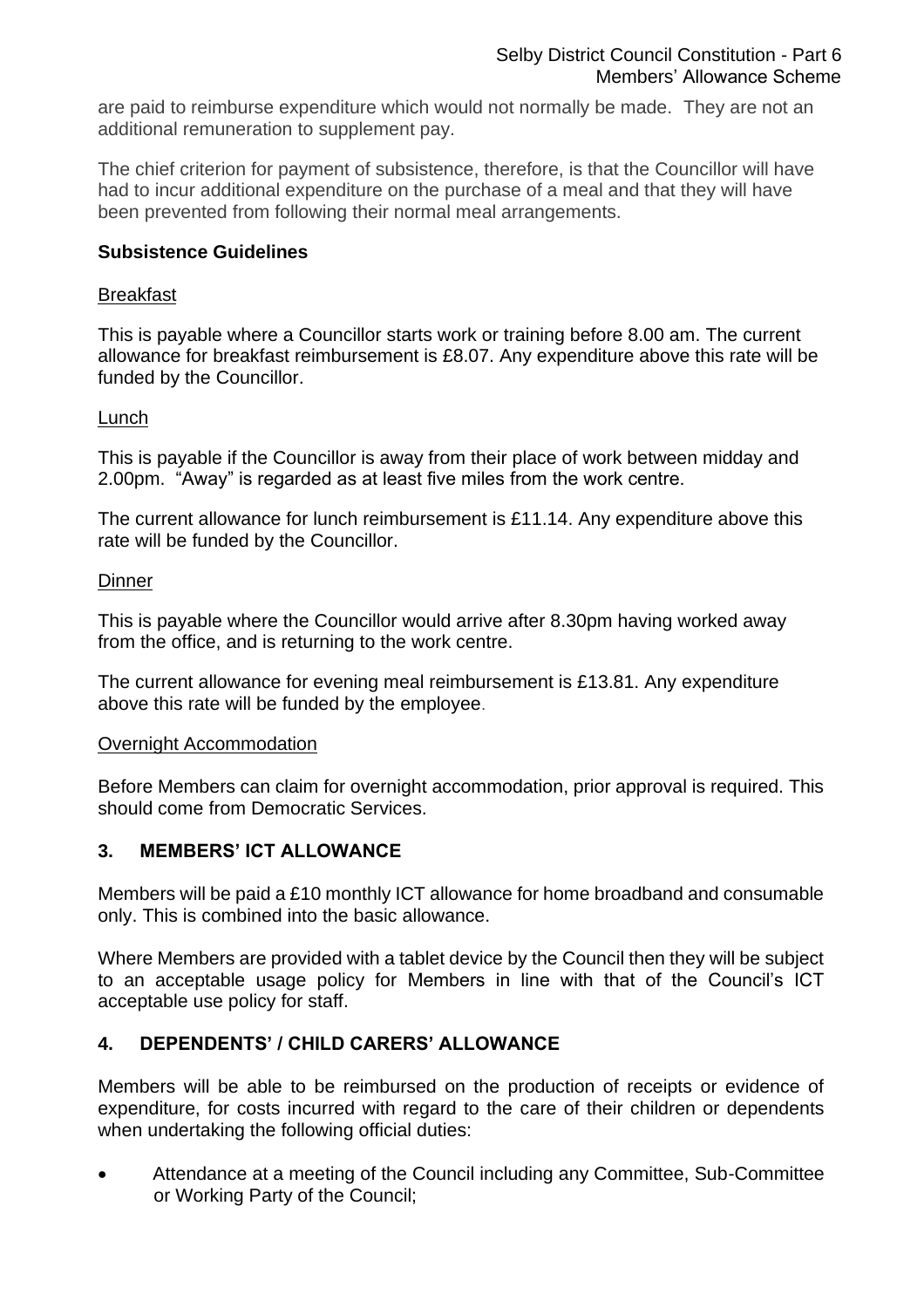are paid to reimburse expenditure which would not normally be made. They are not an additional remuneration to supplement pay.

The chief criterion for payment of subsistence, therefore, is that the Councillor will have had to incur additional expenditure on the purchase of a meal and that they will have been prevented from following their normal meal arrangements.

**Subsistence Guidelines**

Breakfast

This is payable where a Councillor starts work or training before 8.00 am. The current allowance for breakfast reimbursement is £8.07. Any expenditure above this rate will be funded by the Councillor.

Lunch

This is payable if the Councillor is away from their place of work between midday and 2.00pm. "Away" is regarded as at least five miles from the work centre.

The current allowance for lunch reimbursement is £11.14. Any expenditure above this rate will be funded by the Councillor.

Dinner

This is payable where the Councillor would arrive after 8.30pm having worked away from the office, and is returning to the work centre.

The current allowance for evening meal reimbursement is £13.81. Any expenditure above this rate will be funded by the employee.

Overnight Accommodation

Before Members can claim for overnight accommodation, prior approval is required. This should come from Democratic Services.

## 3. MEMBERS' ICT ALLOWANCE

Members will be paid a £10 monthly ICT allowance for home broadband and consumable only. This is combined into the basic allowance.

Where Members are provided with a tablet device by the Council then they will be subject to an acceptable usage policy for Members in line with that of the Council's ICT acceptable use policy for staff.

## 4. DEPENDENTS' / CHILD CARERS' ALLOWANCE

Members will be able to be reimbursed on the production of receipts or evidence of expenditure, for costs incurred with regard to the care of their children or dependents when undertaking the following official duties:

- Attendance at a meeting of the Council including any Committee, Sub-Committee or Working Party of the Council;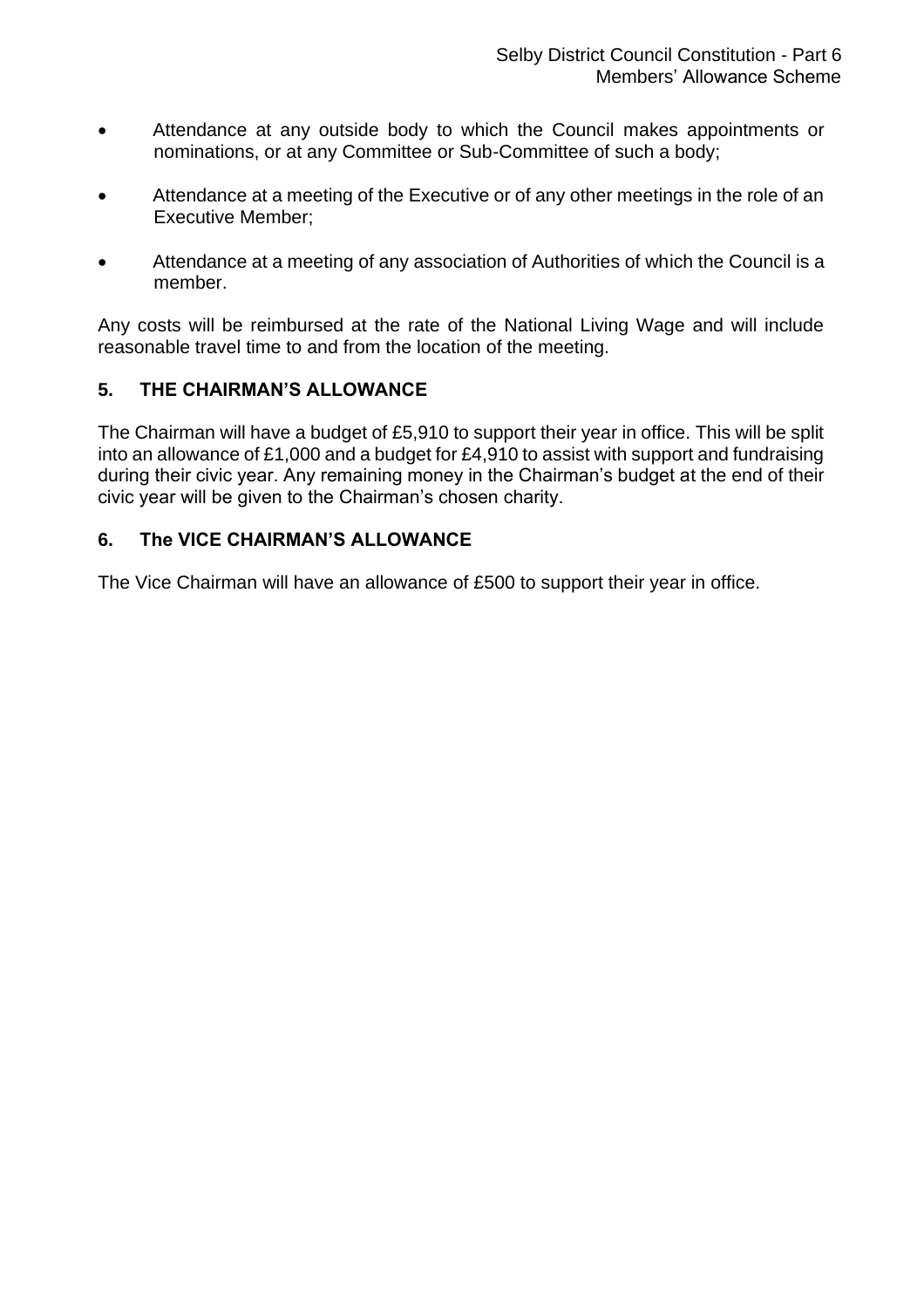- Attendance at any outside body to which the Council makes appointments or nominations, or at any Committee or Sub-Committee of such a body;
- Attendance at a meeting of the Executive or of any other meetings in the role of an Executive Member;
- Attendance at a meeting of any association of Authorities of which the Council is a member.

Any costs will be reimbursed at the rate of the National Living Wage and will include reasonable travel time to and from the location of the meeting.

## 5. THE CHAIRMAN'S ALLOWANCE

The Chairman will have a budget of £5,910 to support their year in office. This will be split into an allowance of £1,000 and a budget for £4,910 to assist with support and fundraising during their civic year. Any remaining money in the Chairman's budget at the end of their civic year will be given to the Chairman's chosen charity.

## 6. The VICE CHAIRMAN'S ALLOWANCE

The Vice Chairman will have an allowance of £500 to support their year in office.